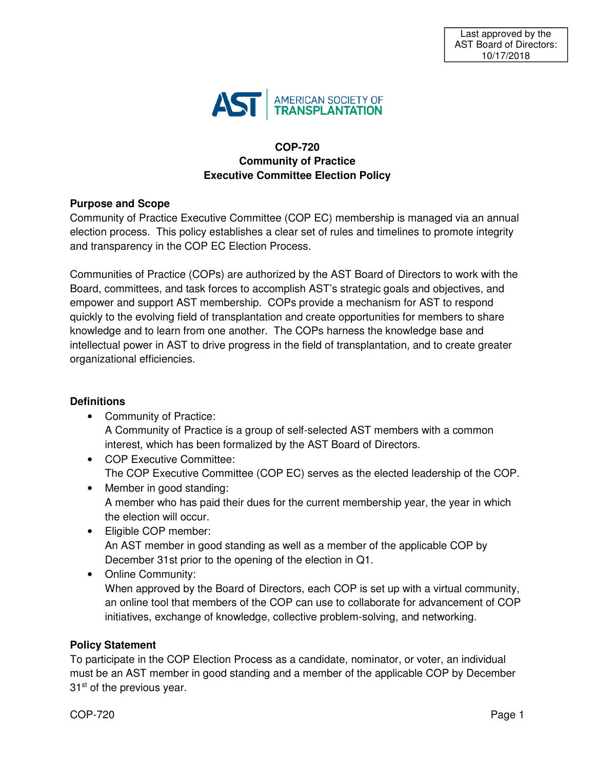Last approved by the AST Board of Directors: 10/17/2018

AMERICAN SOCIETY OF TRANSPLANTATION

# COP-720
# Community of Practice
# Executive Committee Election Policy

## Purpose and Scope

Community of Practice Executive Committee (COP EC) membership is managed via an annual election process. This policy establishes a clear set of rules and timelines to promote integrity and transparency in the COP EC Election Process.

Communities of Practice (COPs) are authorized by the AST Board of Directors to work with the Board, committees, and task forces to accomplish AST's strategic goals and objectives, and empower and support AST membership. COPs provide a mechanism for AST to respond quickly to the evolving field of transplantation and create opportunities for members to share knowledge and to learn from one another. The COPs harness the knowledge base and intellectual power in AST to drive progress in the field of transplantation, and to create greater organizational efficiencies.

## Definitions

- Community of Practice:
  A Community of Practice is a group of self-selected AST members with a common interest, which has been formalized by the AST Board of Directors.
- COP Executive Committee:
  The COP Executive Committee (COP EC) serves as the elected leadership of the COP.
- Member in good standing:
  A member who has paid their dues for the current membership year, the year in which the election will occur.
- Eligible COP member:
  An AST member in good standing as well as a member of the applicable COP by December 31st prior to the opening of the election in Q1.
- Online Community:
  When approved by the Board of Directors, each COP is set up with a virtual community, an online tool that members of the COP can use to collaborate for advancement of COP initiatives, exchange of knowledge, collective problem-solving, and networking.

## Policy Statement

To participate in the COP Election Process as a candidate, nominator, or voter, an individual must be an AST member in good standing and a member of the applicable COP by December 31st of the previous year.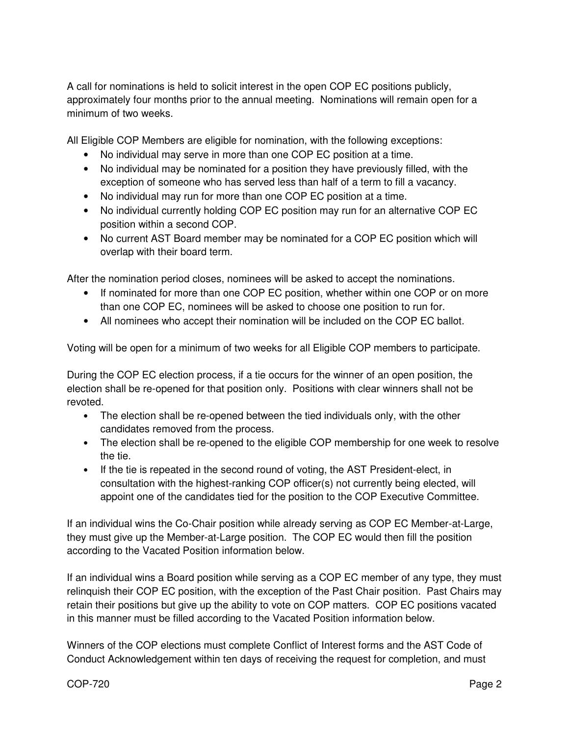A call for nominations is held to solicit interest in the open COP EC positions publicly, approximately four months prior to the annual meeting. Nominations will remain open for a minimum of two weeks.

All Eligible COP Members are eligible for nomination, with the following exceptions:

- No individual may serve in more than one COP EC position at a time.
- No individual may be nominated for a position they have previously filled, with the exception of someone who has served less than half of a term to fill a vacancy.
- No individual may run for more than one COP EC position at a time.
- No individual currently holding COP EC position may run for an alternative COP EC position within a second COP.
- No current AST Board member may be nominated for a COP EC position which will overlap with their board term.

After the nomination period closes, nominees will be asked to accept the nominations.

- If nominated for more than one COP EC position, whether within one COP or on more than one COP EC, nominees will be asked to choose one position to run for.
- All nominees who accept their nomination will be included on the COP EC ballot.

Voting will be open for a minimum of two weeks for all Eligible COP members to participate.

During the COP EC election process, if a tie occurs for the winner of an open position, the election shall be re-opened for that position only. Positions with clear winners shall not be revoted.

- The election shall be re-opened between the tied individuals only, with the other candidates removed from the process.
- The election shall be re-opened to the eligible COP membership for one week to resolve the tie.
- If the tie is repeated in the second round of voting, the AST President-elect, in consultation with the highest-ranking COP officer(s) not currently being elected, will appoint one of the candidates tied for the position to the COP Executive Committee.

If an individual wins the Co-Chair position while already serving as COP EC Member-at-Large, they must give up the Member-at-Large position. The COP EC would then fill the position according to the Vacated Position information below.

If an individual wins a Board position while serving as a COP EC member of any type, they must relinquish their COP EC position, with the exception of the Past Chair position. Past Chairs may retain their positions but give up the ability to vote on COP matters. COP EC positions vacated in this manner must be filled according to the Vacated Position information below.

Winners of the COP elections must complete Conflict of Interest forms and the AST Code of Conduct Acknowledgement within ten days of receiving the request for completion, and must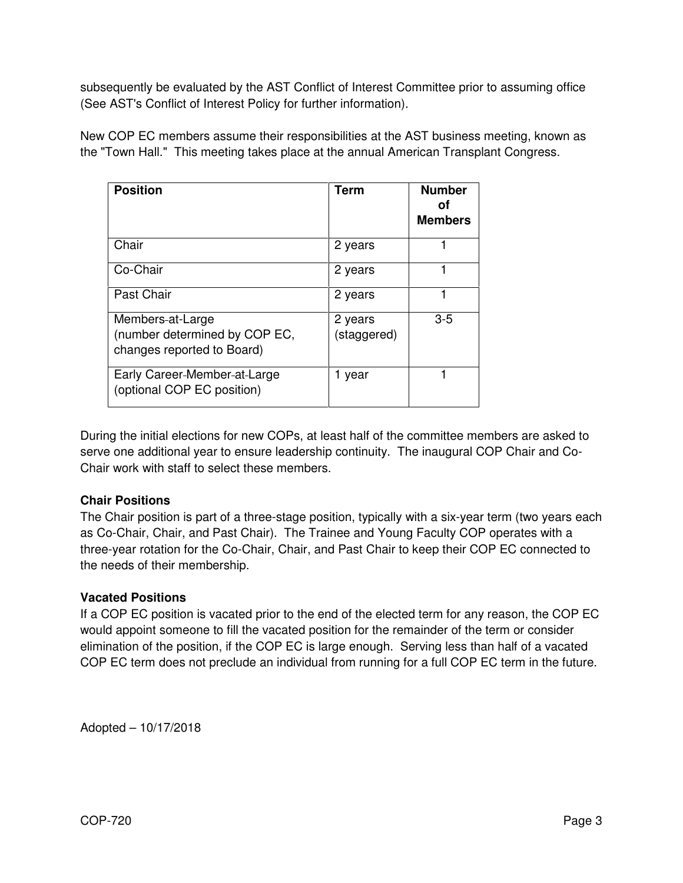subsequently be evaluated by the AST Conflict of Interest Committee prior to assuming office (See AST's Conflict of Interest Policy for further information).

New COP EC members assume their responsibilities at the AST business meeting, known as the "Town Hall." This meeting takes place at the annual American Transplant Congress.

| Position | Term | Number of Members |
|---|---|---|
| Chair | 2 years | 1 |
| Co-Chair | 2 years | 1 |
| Past Chair | 2 years | 1 |
| Members-at-Large (number determined by COP EC, changes reported to Board) | 2 years (staggered) | 3-5 |
| Early Career-Member-at-Large (optional COP EC position) | 1 year | 1 |

During the initial elections for new COPs, at least half of the committee members are asked to serve one additional year to ensure leadership continuity. The inaugural COP Chair and Co-Chair work with staff to select these members.

**Chair Positions**

The Chair position is part of a three-stage position, typically with a six-year term (two years each as Co-Chair, Chair, and Past Chair). The Trainee and Young Faculty COP operates with a three-year rotation for the Co-Chair, Chair, and Past Chair to keep their COP EC connected to the needs of their membership.

**Vacated Positions**

If a COP EC position is vacated prior to the end of the elected term for any reason, the COP EC would appoint someone to fill the vacated position for the remainder of the term or consider elimination of the position, if the COP EC is large enough. Serving less than half of a vacated COP EC term does not preclude an individual from running for a full COP EC term in the future.

Adopted – 10/17/2018

COP-720